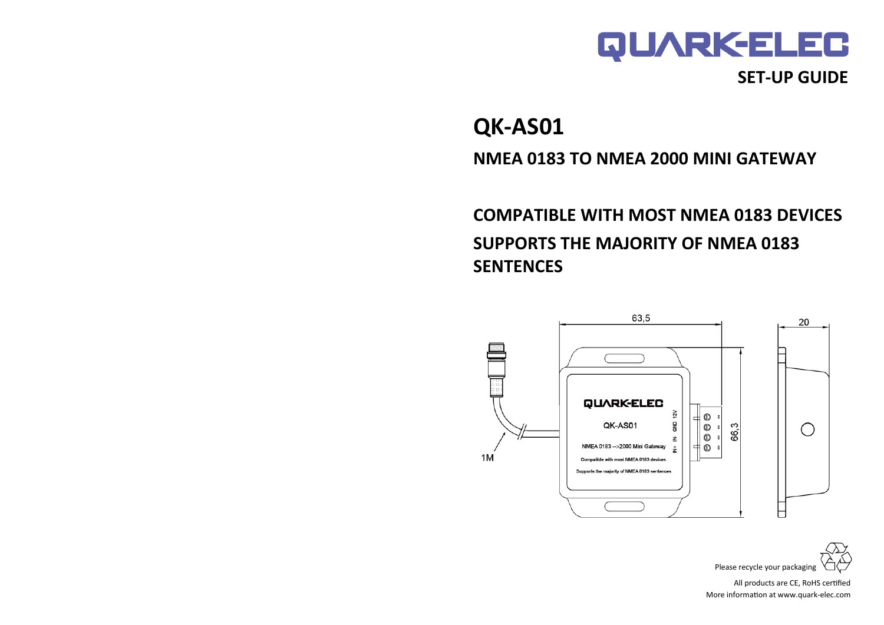# QUARK-ELEC

## SET-UP GUIDE

# QK-AS01

## NMEA 0183 TO NMEA 2000 MINI GATEWAY

## COMPATIBLE WITH MOST NMEA 0183 DEVICES

## SUPPORTS THE MAJORITY OF NMEA 0183 SENTENCES

Please recycle your packaging

All products are CE, RoHS certified

More information at www.quark-elec.com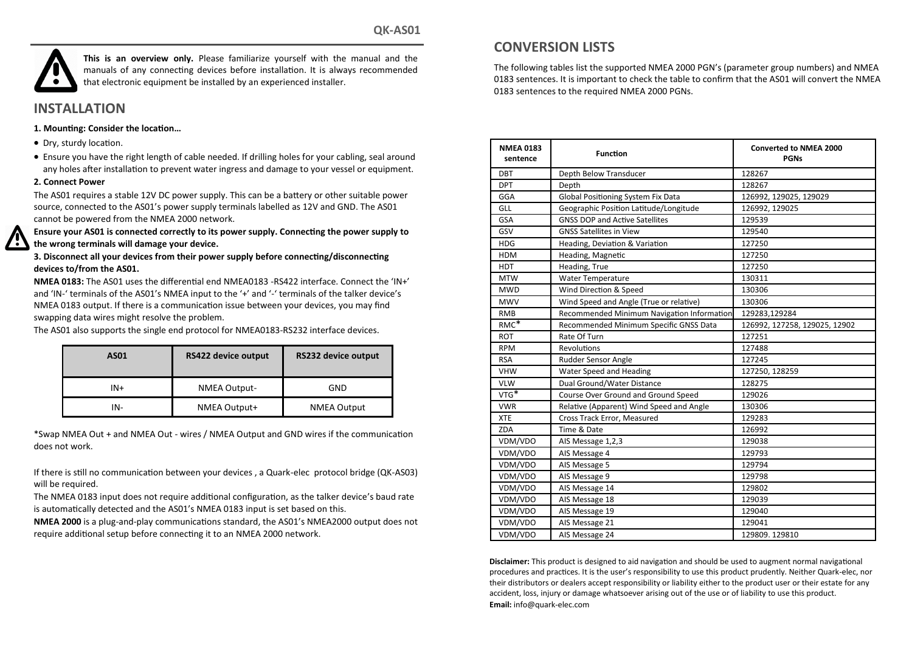**This is an overview only.** Please familiarize yourself with the manual and the manuals of any connecting devices before installation. It is always recommended that electronic equipment be installed by an experienced installer.

## INSTALLATION

**1. Mounting: Consider the location…**

- Dry, sturdy location.
- Ensure you have the right length of cable needed. If drilling holes for your cabling, seal around any holes after installation to prevent water ingress and damage to your vessel or equipment.

**2. Connect Power**

The AS01 requires a stable 12V DC power supply. This can be a battery or other suitable power source, connected to the AS01's power supply terminals labelled as 12V and GND. The AS01 cannot be powered from the NMEA 2000 network.

**Ensure your AS01 is connected correctly to its power supply. Connecting the power supply to the wrong terminals will damage your device.**

**3. Disconnect all your devices from their power supply before connecting/disconnecting devices to/from the AS01.**

**NMEA 0183:** The AS01 uses the differential end NMEA0183 -RS422 interface. Connect the 'IN+' and 'IN-' terminals of the AS01's NMEA input to the '+' and '-' terminals of the talker device's NMEA 0183 output. If there is a communication issue between your devices, you may find swapping data wires might resolve the problem.

The AS01 also supports the single end protocol for NMEA0183-RS232 interface devices.

| AS01 | RS422 device output | RS232 device output |
|---|---|---|
| IN+ | NMEA Output- | GND |
| IN- | NMEA Output+ | NMEA Output |

*Swap NMEA Out + and NMEA Out - wires / NMEA Output and GND wires if the communication does not work.

If there is still no communication between your devices , a Quark-elec protocol bridge (QK-AS03) will be required.

The NMEA 0183 input does not require additional configuration, as the talker device's baud rate is automatically detected and the AS01's NMEA 0183 input is set based on this.

**NMEA 2000** is a plug-and-play communications standard, the AS01's NMEA2000 output does not require additional setup before connecting it to an NMEA 2000 network.

## CONVERSION LISTS

The following tables list the supported NMEA 2000 PGN's (parameter group numbers) and NMEA 0183 sentences. It is important to check the table to confirm that the AS01 will convert the NMEA 0183 sentences to the required NMEA 2000 PGNs.

| NMEA 0183 sentence | Function | Converted to NMEA 2000 PGNs |
|---|---|---|
| DBT | Depth Below Transducer | 128267 |
| DPT | Depth | 128267 |
| GGA | Global Positioning System Fix Data | 126992, 129025, 129029 |
| GLL | Geographic Position Latitude/Longitude | 126992, 129025 |
| GSA | GNSS DOP and Active Satellites | 129539 |
| GSV | GNSS Satellites in View | 129540 |
| HDG | Heading, Deviation & Variation | 127250 |
| HDM | Heading, Magnetic | 127250 |
| HDT | Heading, True | 127250 |
| MTW | Water Temperature | 130311 |
| MWD | Wind Direction & Speed | 130306 |
| MWV | Wind Speed and Angle (True or relative) | 130306 |
| RMB | Recommended Minimum Navigation Information | 129283,129284 |
| RMC* | Recommended Minimum Specific GNSS Data | 126992, 127258, 129025, 12902 |
| ROT | Rate Of Turn | 127251 |
| RPM | Revolutions | 127488 |
| RSA | Rudder Sensor Angle | 127245 |
| VHW | Water Speed and Heading | 127250, 128259 |
| VLW | Dual Ground/Water Distance | 128275 |
| VTG* | Course Over Ground and Ground Speed | 129026 |
| VWR | Relative (Apparent) Wind Speed and Angle | 130306 |
| XTE | Cross Track Error, Measured | 129283 |
| ZDA | Time & Date | 126992 |
| VDM/VDO | AIS Message 1,2,3 | 129038 |
| VDM/VDO | AIS Message 4 | 129793 |
| VDM/VDO | AIS Message 5 | 129794 |
| VDM/VDO | AIS Message 9 | 129798 |
| VDM/VDO | AIS Message 14 | 129802 |
| VDM/VDO | AIS Message 18 | 129039 |
| VDM/VDO | AIS Message 19 | 129040 |
| VDM/VDO | AIS Message 21 | 129041 |
| VDM/VDO | AIS Message 24 | 129809. 129810 |

**Disclaimer:** This product is designed to aid navigation and should be used to augment normal navigational procedures and practices. It is the user's responsibility to use this product prudently. Neither Quark-elec, nor their distributors or dealers accept responsibility or liability either to the product user or their estate for any accident, loss, injury or damage whatsoever arising out of the use or of liability to use this product.

**Email:** info@quark-elec.com